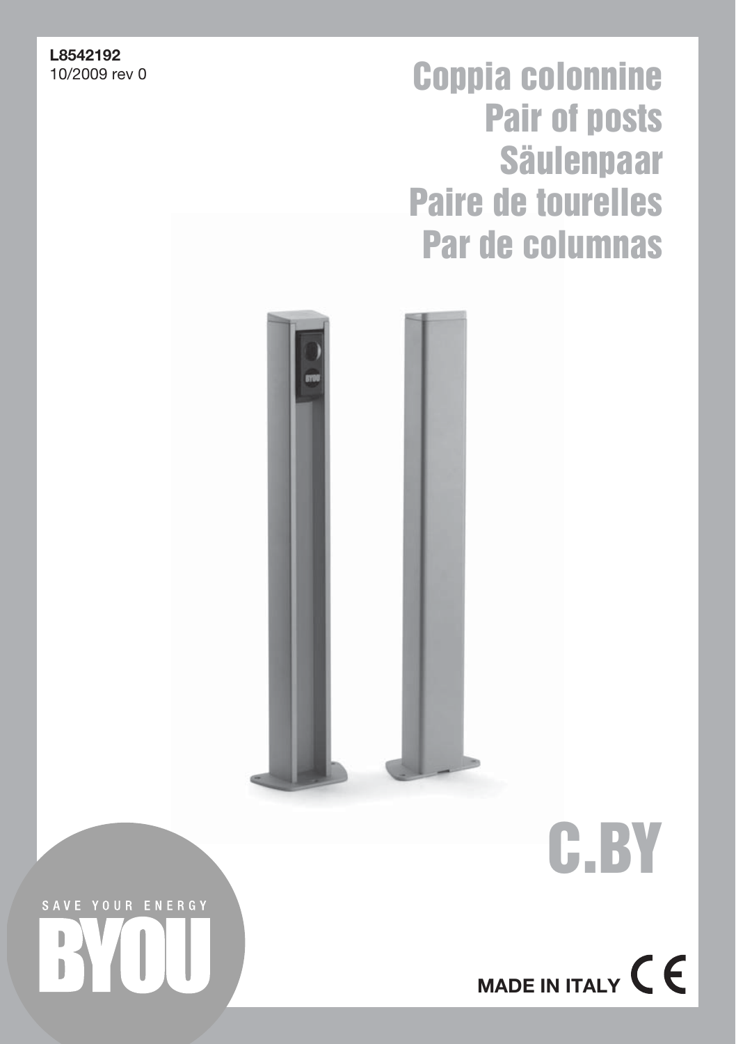**L8542192**
10/2009 rev 0

# Coppia colonnine
# Pair of posts
# Säulenpaar
# Paire de tourelles
# Par de columnas

# C.BY

SAVE YOUR ENERGY
BYOU

MADE IN ITALY CE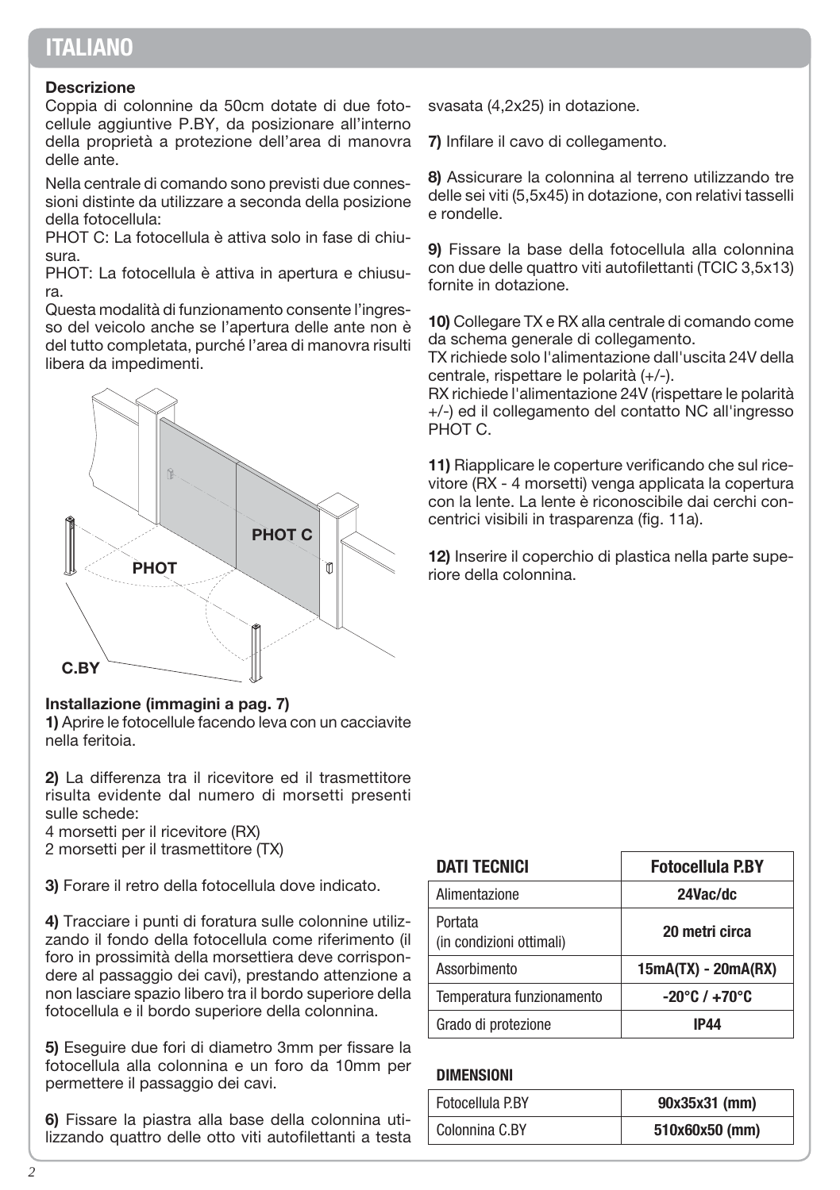## ITALIANO

**Descrizione**

Coppia di colonnine da 50cm dotate di due fotocellule aggiuntive P.BY, da posizionare all'interno della proprietà a protezione dell'area di manovra delle ante.

Nella centrale di comando sono previsti due connessioni distinte da utilizzare a seconda della posizione della fotocellula:
PHOT C: La fotocellula è attiva solo in fase di chiusura.
PHOT: La fotocellula è attiva in apertura e chiusura.
Questa modalità di funzionamento consente l'ingresso del veicolo anche se l'apertura delle ante non è del tutto completata, purché l'area di manovra risulti libera da impedimenti.

PHOT C

PHOT

C.BY

**Installazione (immagini a pag. 7)**

**1)** Aprire le fotocellule facendo leva con un cacciavite nella feritoia.

**2)** La differenza tra il ricevitore ed il trasmettitore risulta evidente dal numero di morsetti presenti sulle schede:
4 morsetti per il ricevitore (RX)
2 morsetti per il trasmettitore (TX)

**3)** Forare il retro della fotocellula dove indicato.

**4)** Tracciare i punti di foratura sulle colonnine utilizzando il fondo della fotocellula come riferimento (il foro in prossimità della morsettiera deve corrispondere al passaggio dei cavi), prestando attenzione a non lasciare spazio libero tra il bordo superiore della fotocellula e il bordo superiore della colonnina.

**5)** Eseguire due fori di diametro 3mm per fissare la fotocellula alla colonnina e un foro da 10mm per permettere il passaggio dei cavi.

**6)** Fissare la piastra alla base della colonnina utilizzando quattro delle otto viti autofilettanti a testa svasata (4,2x25) in dotazione.

**7)** Infilare il cavo di collegamento.

**8)** Assicurare la colonnina al terreno utilizzando tre delle sei viti (5,5x45) in dotazione, con relativi tasselli e rondelle.

**9)** Fissare la base della fotocellula alla colonnina con due delle quattro viti autofilettanti (TCIC 3,5x13) fornite in dotazione.

**10)** Collegare TX e RX alla centrale di comando come da schema generale di collegamento.
TX richiede solo l'alimentazione dall'uscita 24V della centrale, rispettare le polarità (+/-).
RX richiede l'alimentazione 24V (rispettare le polarità +/-) ed il collegamento del contatto NC all'ingresso PHOT C.

**11)** Riapplicare le coperture verificando che sul ricevitore (RX - 4 morsetti) venga applicata la copertura con la lente. La lente è riconoscibile dai cerchi concentrici visibili in trasparenza (fig. 11a).

**12)** Inserire il coperchio di plastica nella parte superiore della colonnina.

| DATI TECNICI | Fotocellula P.BY |
|---|---|
| Alimentazione | 24Vac/dc |
| Portata (in condizioni ottimali) | 20 metri circa |
| Assorbimento | 15mA(TX) - 20mA(RX) |
| Temperatura funzionamento | -20°C / +70°C |
| Grado di protezione | IP44 |

**DIMENSIONI**

| | |
|---|---|
| Fotocellula P.BY | 90x35x31 (mm) |
| Colonnina C.BY | 510x60x50 (mm) |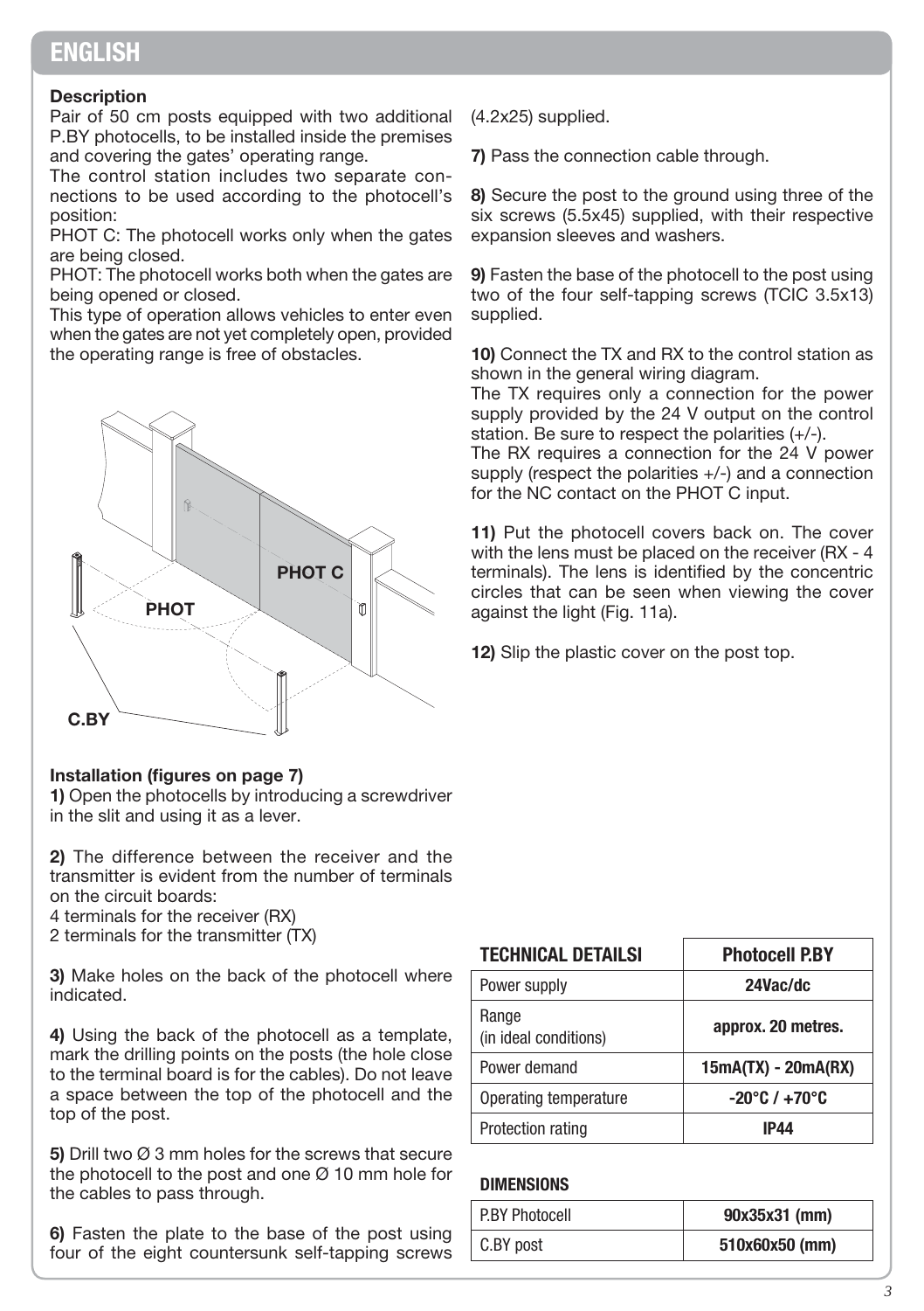# ENGLISH

**Description**

Pair of 50 cm posts equipped with two additional P.BY photocells, to be installed inside the premises and covering the gates' operating range.

The control station includes two separate connections to be used according to the photocell's position:

PHOT C: The photocell works only when the gates are being closed.

PHOT: The photocell works both when the gates are being opened or closed.

This type of operation allows vehicles to enter even when the gates are not yet completely open, provided the operating range is free of obstacles.

**Installation (figures on page 7)**

**1)** Open the photocells by introducing a screwdriver in the slit and using it as a lever.

**2)** The difference between the receiver and the transmitter is evident from the number of terminals on the circuit boards:

4 terminals for the receiver (RX)

2 terminals for the transmitter (TX)

**3)** Make holes on the back of the photocell where indicated.

**4)** Using the back of the photocell as a template, mark the drilling points on the posts (the hole close to the terminal board is for the cables). Do not leave a space between the top of the photocell and the top of the post.

**5)** Drill two Ø 3 mm holes for the screws that secure the photocell to the post and one Ø 10 mm hole for the cables to pass through.

**6)** Fasten the plate to the base of the post using four of the eight countersunk self-tapping screws (4.2x25) supplied.

**7)** Pass the connection cable through.

**8)** Secure the post to the ground using three of the six screws (5.5x45) supplied, with their respective expansion sleeves and washers.

**9)** Fasten the base of the photocell to the post using two of the four self-tapping screws (TCIC 3.5x13) supplied.

**10)** Connect the TX and RX to the control station as shown in the general wiring diagram.

The TX requires only a connection for the power supply provided by the 24 V output on the control station. Be sure to respect the polarities (+/-).

The RX requires a connection for the 24 V power supply (respect the polarities +/-) and a connection for the NC contact on the PHOT C input.

**11)** Put the photocell covers back on. The cover with the lens must be placed on the receiver (RX - 4 terminals). The lens is identified by the concentric circles that can be seen when viewing the cover against the light (Fig. 11a).

**12)** Slip the plastic cover on the post top.

| TECHNICAL DETAILSI | Photocell P.BY |
|---|---|
| Power supply | 24Vac/dc |
| Range (in ideal conditions) | approx. 20 metres. |
| Power demand | 15mA(TX) - 20mA(RX) |
| Operating temperature | -20°C / +70°C |
| Protection rating | IP44 |

**DIMENSIONS**

| | |
|---|---|
| P.BY Photocell | 90x35x31 (mm) |
| C.BY post | 510x60x50 (mm) |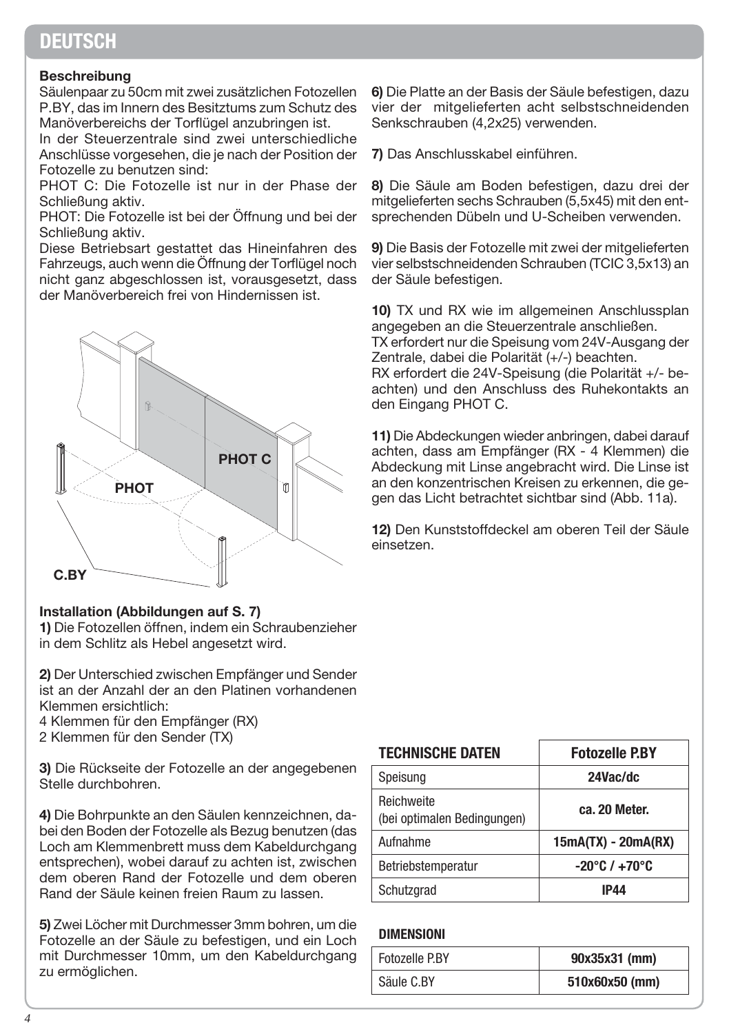# DEUTSCH

**Beschreibung**

Säulenpaar zu 50cm mit zwei zusätzlichen Fotozellen P.BY, das im Innern des Besitztums zum Schutz des Manöverbereichs der Torflügel anzubringen ist.

In der Steuerzentrale sind zwei unterschiedliche Anschlüsse vorgesehen, die je nach der Position der Fotozelle zu benutzen sind:

PHOT C: Die Fotozelle ist nur in der Phase der Schließung aktiv.

PHOT: Die Fotozelle ist bei der Öffnung und bei der Schließung aktiv.

Diese Betriebsart gestattet das Hineinfahren des Fahrzeugs, auch wenn die Öffnung der Torflügel noch nicht ganz abgeschlossen ist, vorausgesetzt, dass der Manöverbereich frei von Hindernissen ist.

PHOT C

PHOT

C.BY

**Installation (Abbildungen auf S. 7)**

**1)** Die Fotozellen öffnen, indem ein Schraubenzieher in dem Schlitz als Hebel angesetzt wird.

**2)** Der Unterschied zwischen Empfänger und Sender ist an der Anzahl der an den Platinen vorhandenen Klemmen ersichtlich:
4 Klemmen für den Empfänger (RX)
2 Klemmen für den Sender (TX)

**3)** Die Rückseite der Fotozelle an der angegebenen Stelle durchbohren.

**4)** Die Bohrpunkte an den Säulen kennzeichnen, dabei den Boden der Fotozelle als Bezug benutzen (das Loch am Klemmenbrett muss dem Kabeldurchgang entsprechen), wobei darauf zu achten ist, zwischen dem oberen Rand der Fotozelle und dem oberen Rand der Säule keinen freien Raum zu lassen.

**5)** Zwei Löcher mit Durchmesser 3mm bohren, um die Fotozelle an der Säule zu befestigen, und ein Loch mit Durchmesser 10mm, um den Kabeldurchgang zu ermöglichen.

**6)** Die Platte an der Basis der Säule befestigen, dazu vier der mitgelieferten acht selbstschneidenden Senkschrauben (4,2x25) verwenden.

**7)** Das Anschlusskabel einführen.

**8)** Die Säule am Boden befestigen, dazu drei der mitgelieferten sechs Schrauben (5,5x45) mit den entsprechenden Dübeln und U-Scheiben verwenden.

**9)** Die Basis der Fotozelle mit zwei der mitgelieferten vier selbstschneidenden Schrauben (TCIC 3,5x13) an der Säule befestigen.

**10)** TX und RX wie im allgemeinen Anschlussplan angegeben an die Steuerzentrale anschließen.
TX erfordert nur die Speisung vom 24V-Ausgang der Zentrale, dabei die Polarität (+/-) beachten.
RX erfordert die 24V-Speisung (die Polarität +/- beachten) und den Anschluss des Ruhekontakts an den Eingang PHOT C.

**11)** Die Abdeckungen wieder anbringen, dabei darauf achten, dass am Empfänger (RX - 4 Klemmen) die Abdeckung mit Linse angebracht wird. Die Linse ist an den konzentrischen Kreisen zu erkennen, die gegen das Licht betrachtet sichtbar sind (Abb. 11a).

**12)** Den Kunststoffdeckel am oberen Teil der Säule einsetzen.

| TECHNISCHE DATEN | Fotozelle P.BY |
|---|---|
| Speisung | 24Vac/dc |
| Reichweite (bei optimalen Bedingungen) | ca. 20 Meter. |
| Aufnahme | 15mA(TX) - 20mA(RX) |
| Betriebstemperatur | -20°C / +70°C |
| Schutzgrad | IP44 |

**DIMENSIONI**

| | |
|---|---|
| Fotozelle P.BY | 90x35x31 (mm) |
| Säule C.BY | 510x60x50 (mm) |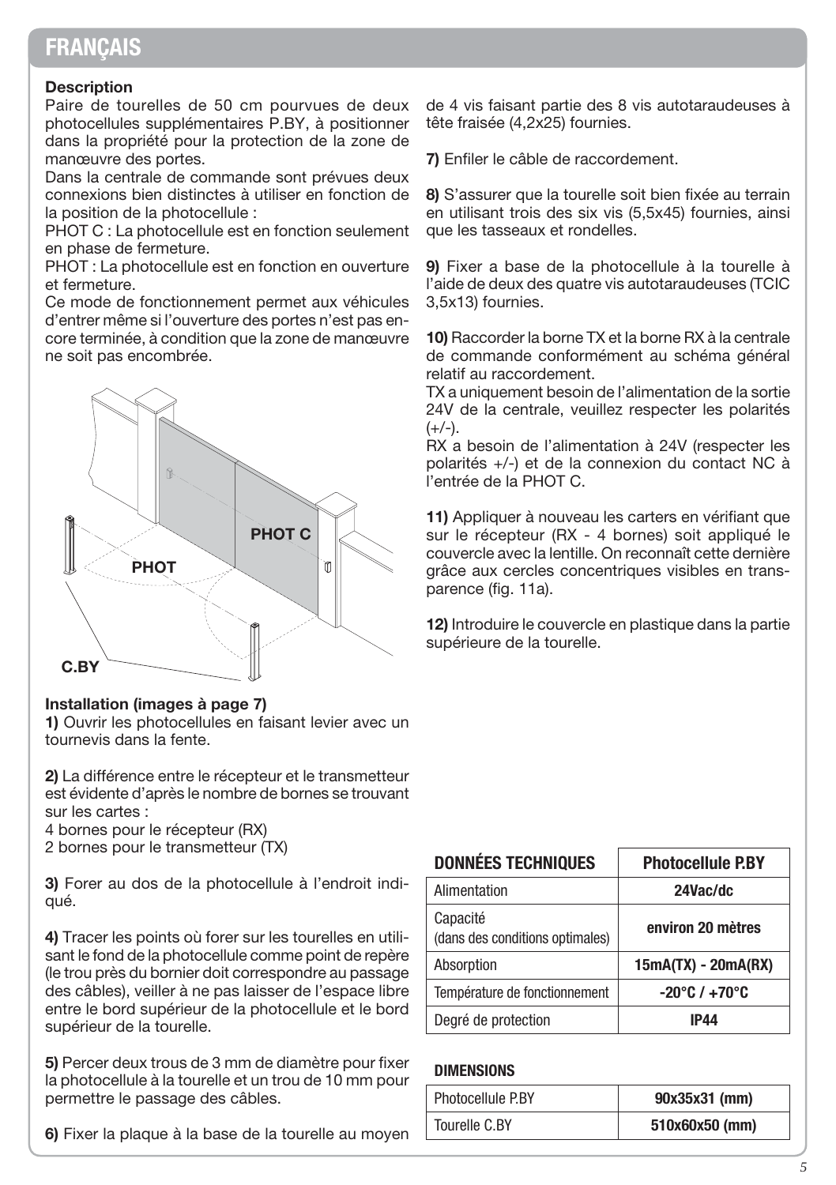# FRANÇAIS

**Description**

Paire de tourelles de 50 cm pourvues de deux photocellules supplémentaires P.BY, à positionner dans la propriété pour la protection de la zone de manœuvre des portes.

Dans la centrale de commande sont prévues deux connexions bien distinctes à utiliser en fonction de la position de la photocellule :

PHOT C : La photocellule est en fonction seulement en phase de fermeture.

PHOT : La photocellule est en fonction en ouverture et fermeture.

Ce mode de fonctionnement permet aux véhicules d'entrer même si l'ouverture des portes n'est pas encore terminée, à condition que la zone de manœuvre ne soit pas encombrée.

PHOT C

PHOT

C.BY

**Installation (images à page 7)**

**1)** Ouvrir les photocellules en faisant levier avec un tournevis dans la fente.

**2)** La différence entre le récepteur et le transmetteur est évidente d'après le nombre de bornes se trouvant sur les cartes :

4 bornes pour le récepteur (RX)

2 bornes pour le transmetteur (TX)

**3)** Forer au dos de la photocellule à l'endroit indiqué.

**4)** Tracer les points où forer sur les tourelles en utilisant le fond de la photocellule comme point de repère (le trou près du bornier doit correspondre au passage des câbles), veiller à ne pas laisser de l'espace libre entre le bord supérieur de la photocellule et le bord supérieur de la tourelle.

**5)** Percer deux trous de 3 mm de diamètre pour fixer la photocellule à la tourelle et un trou de 10 mm pour permettre le passage des câbles.

**6)** Fixer la plaque à la base de la tourelle au moyen de 4 vis faisant partie des 8 vis autotaraudeuses à tête fraisée (4,2x25) fournies.

**7)** Enfiler le câble de raccordement.

**8)** S'assurer que la tourelle soit bien fixée au terrain en utilisant trois des six vis (5,5x45) fournies, ainsi que les tasseaux et rondelles.

**9)** Fixer a base de la photocellule à la tourelle à l'aide de deux des quatre vis autotaraudeuses (TCIC 3,5x13) fournies.

**10)** Raccorder la borne TX et la borne RX à la centrale de commande conformément au schéma général relatif au raccordement.

TX a uniquement besoin de l'alimentation de la sortie 24V de la centrale, veuillez respecter les polarités (+/-).

RX a besoin de l'alimentation à 24V (respecter les polarités +/-) et de la connexion du contact NC à l'entrée de la PHOT C.

**11)** Appliquer à nouveau les carters en vérifiant que sur le récepteur (RX - 4 bornes) soit appliqué le couvercle avec la lentille. On reconnaît cette dernière grâce aux cercles concentriques visibles en transparence (fig. 11a).

**12)** Introduire le couvercle en plastique dans la partie supérieure de la tourelle.

| DONNÉES TECHNIQUES | Photocellule P.BY |
|---|---|
| Alimentation | **24Vac/dc** |
| Capacité (dans des conditions optimales) | **environ 20 mètres** |
| Absorption | **15mA(TX) - 20mA(RX)** |
| Température de fonctionnement | **-20°C / +70°C** |
| Degré de protection | **IP44** |

**DIMENSIONS**

| | |
|---|---|
| Photocellule P.BY | **90x35x31 (mm)** |
| Tourelle C.BY | **510x60x50 (mm)** |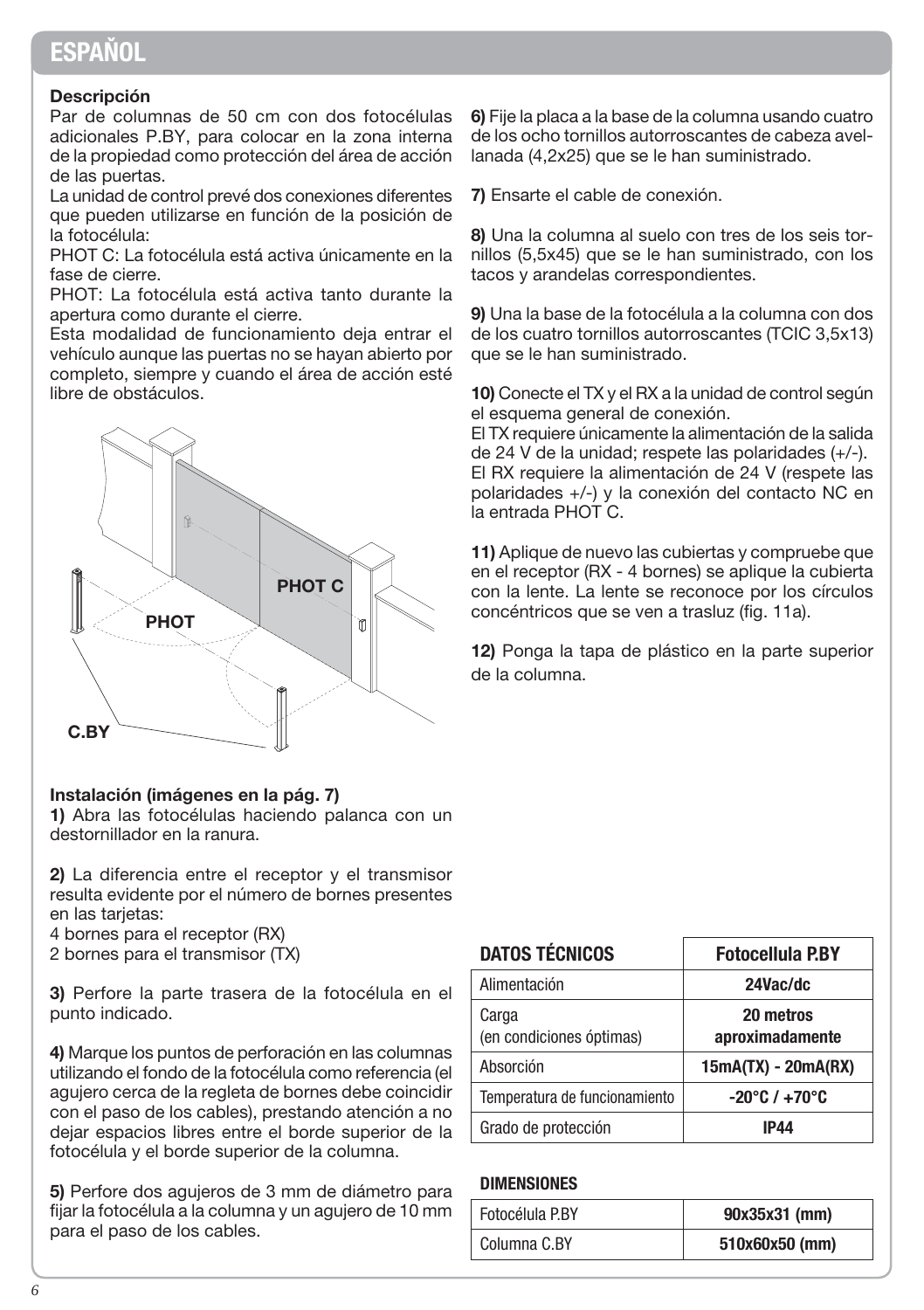## ESPAÑOL

**Descripción**

Par de columnas de 50 cm con dos fotocélulas adicionales P.BY, para colocar en la zona interna de la propiedad como protección del área de acción de las puertas.

La unidad de control prevé dos conexiones diferentes que pueden utilizarse en función de la posición de la fotocélula:

PHOT C: La fotocélula está activa únicamente en la fase de cierre.

PHOT: La fotocélula está activa tanto durante la apertura como durante el cierre.

Esta modalidad de funcionamiento deja entrar el vehículo aunque las puertas no se hayan abierto por completo, siempre y cuando el área de acción esté libre de obstáculos.

PHOT C

PHOT

C.BY

**Instalación (imágenes en la pág. 7)**

**1)** Abra las fotocélulas haciendo palanca con un destornillador en la ranura.

**2)** La diferencia entre el receptor y el transmisor resulta evidente por el número de bornes presentes en las tarjetas:
4 bornes para el receptor (RX)
2 bornes para el transmisor (TX)

**3)** Perfore la parte trasera de la fotocélula en el punto indicado.

**4)** Marque los puntos de perforación en las columnas utilizando el fondo de la fotocélula como referencia (el agujero cerca de la regleta de bornes debe coincidir con el paso de los cables), prestando atención a no dejar espacios libres entre el borde superior de la fotocélula y el borde superior de la columna.

**5)** Perfore dos agujeros de 3 mm de diámetro para fijar la fotocélula a la columna y un agujero de 10 mm para el paso de los cables.

**6)** Fije la placa a la base de la columna usando cuatro de los ocho tornillos autorroscantes de cabeza avellanada (4,2x25) que se le han suministrado.

**7)** Ensarte el cable de conexión.

**8)** Una la columna al suelo con tres de los seis tornillos (5,5x45) que se le han suministrado, con los tacos y arandelas correspondientes.

**9)** Una la base de la fotocélula a la columna con dos de los cuatro tornillos autorroscantes (TCIC 3,5x13) que se le han suministrado.

**10)** Conecte el TX y el RX a la unidad de control según el esquema general de conexión.
El TX requiere únicamente la alimentación de la salida de 24 V de la unidad; respete las polaridades (+/-).
El RX requiere la alimentación de 24 V (respete las polaridades +/-) y la conexión del contacto NC en la entrada PHOT C.

**11)** Aplique de nuevo las cubiertas y compruebe que en el receptor (RX - 4 bornes) se aplique la cubierta con la lente. La lente se reconoce por los círculos concéntricos que se ven a trasluz (fig. 11a).

**12)** Ponga la tapa de plástico en la parte superior de la columna.

| DATOS TÉCNICOS | Fotocellula P.BY |
|---|---|
| Alimentación | 24Vac/dc |
| Carga (en condiciones óptimas) | 20 metros aproximadamente |
| Absorción | 15mA(TX) - 20mA(RX) |
| Temperatura de funcionamiento | -20°C / +70°C |
| Grado de protección | IP44 |

**DIMENSIONES**

| | |
|---|---|
| Fotocélula P.BY | 90x35x31 (mm) |
| Columna C.BY | 510x60x50 (mm) |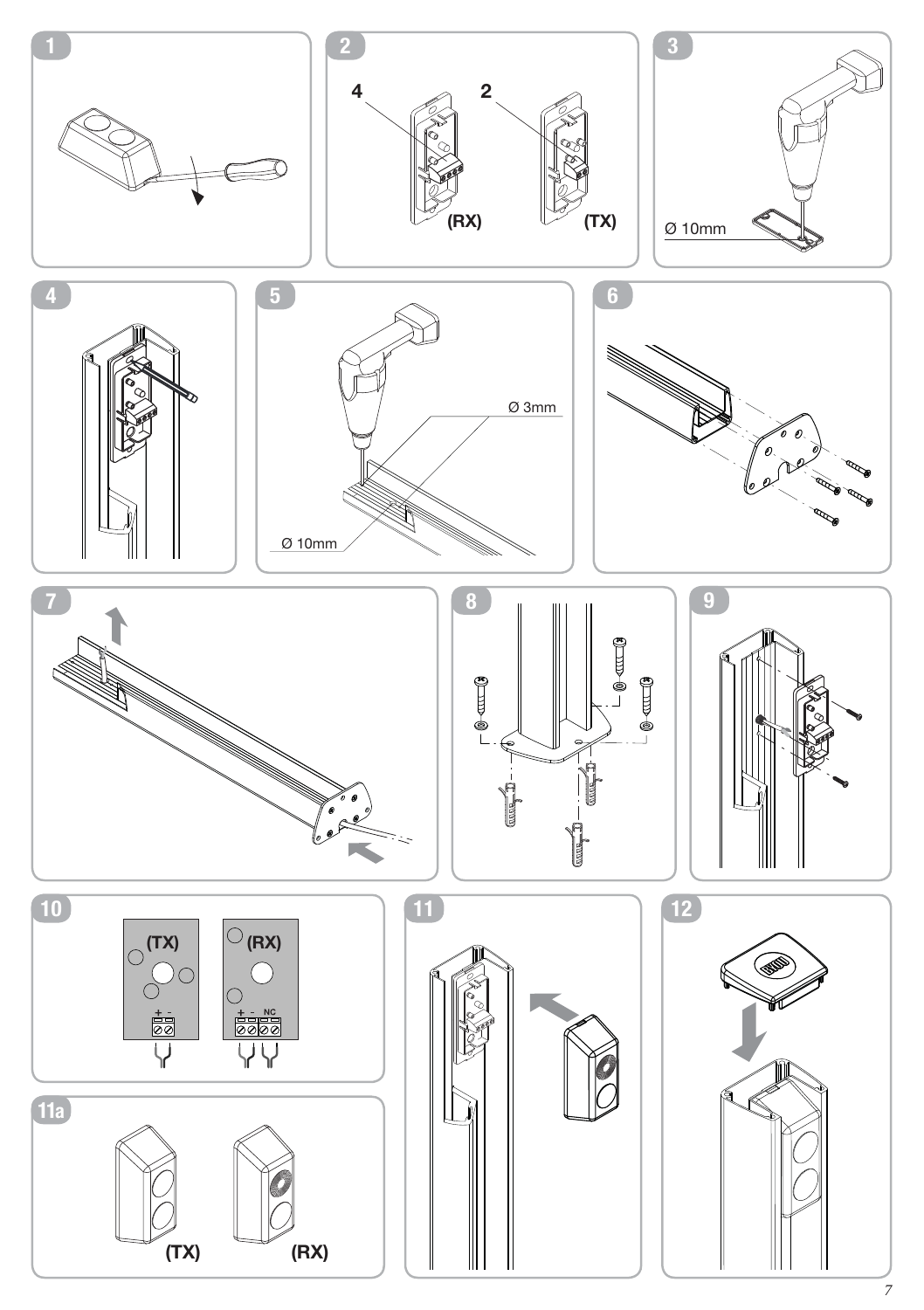1

2

4 (RX)

2 (TX)

3

Ø 10mm

4

5

Ø 3mm

Ø 10mm

6

7

8

9

10

(TX)

+ -

(RX)

+ - NC

11

11a

(TX) (RX)

12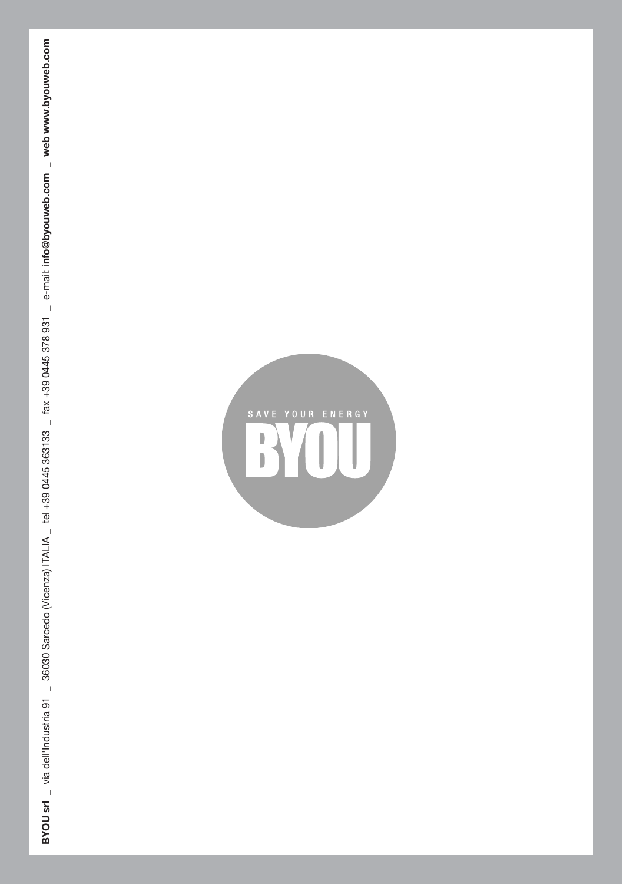SAVE YOUR ENERGY

BYOU

**BYOU srl** _ via dell'Industria 91 _ 36030 Sarcedo (Vicenza) ITALIA _ tel +39 0445 363133 _ fax +39 0445 378 931 _ e-mail: **info@byouweb.com** _ **web www.byouweb.com**